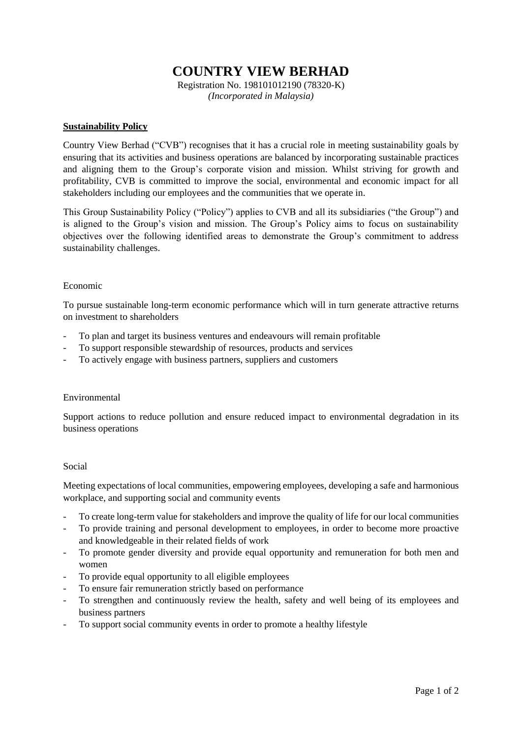# COUNTRY VIEW BERHAD

Registration No. 198101012190 (78320-K)
*(Incorporated in Malaysia)*

## **Sustainability Policy**

Country View Berhad ("CVB") recognises that it has a crucial role in meeting sustainability goals by ensuring that its activities and business operations are balanced by incorporating sustainable practices and aligning them to the Group's corporate vision and mission. Whilst striving for growth and profitability, CVB is committed to improve the social, environmental and economic impact for all stakeholders including our employees and the communities that we operate in.

This Group Sustainability Policy ("Policy") applies to CVB and all its subsidiaries ("the Group") and is aligned to the Group's vision and mission. The Group's Policy aims to focus on sustainability objectives over the following identified areas to demonstrate the Group's commitment to address sustainability challenges.

### Economic

To pursue sustainable long-term economic performance which will in turn generate attractive returns on investment to shareholders

- To plan and target its business ventures and endeavours will remain profitable
- To support responsible stewardship of resources, products and services
- To actively engage with business partners, suppliers and customers

### Environmental

Support actions to reduce pollution and ensure reduced impact to environmental degradation in its business operations

### Social

Meeting expectations of local communities, empowering employees, developing a safe and harmonious workplace, and supporting social and community events

- To create long-term value for stakeholders and improve the quality of life for our local communities
- To provide training and personal development to employees, in order to become more proactive and knowledgeable in their related fields of work
- To promote gender diversity and provide equal opportunity and remuneration for both men and women
- To provide equal opportunity to all eligible employees
- To ensure fair remuneration strictly based on performance
- To strengthen and continuously review the health, safety and well being of its employees and business partners
- To support social community events in order to promote a healthy lifestyle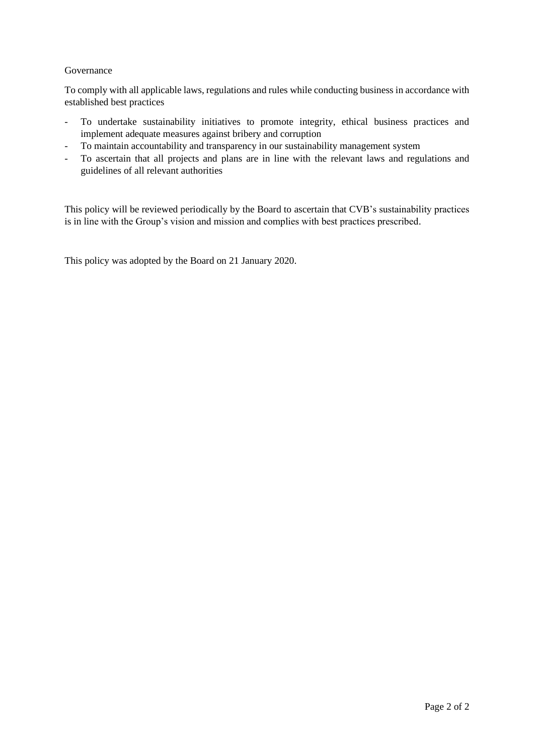Governance

To comply with all applicable laws, regulations and rules while conducting business in accordance with established best practices

- To undertake sustainability initiatives to promote integrity, ethical business practices and implement adequate measures against bribery and corruption
- To maintain accountability and transparency in our sustainability management system
- To ascertain that all projects and plans are in line with the relevant laws and regulations and guidelines of all relevant authorities

This policy will be reviewed periodically by the Board to ascertain that CVB's sustainability practices is in line with the Group's vision and mission and complies with best practices prescribed.

This policy was adopted by the Board on 21 January 2020.